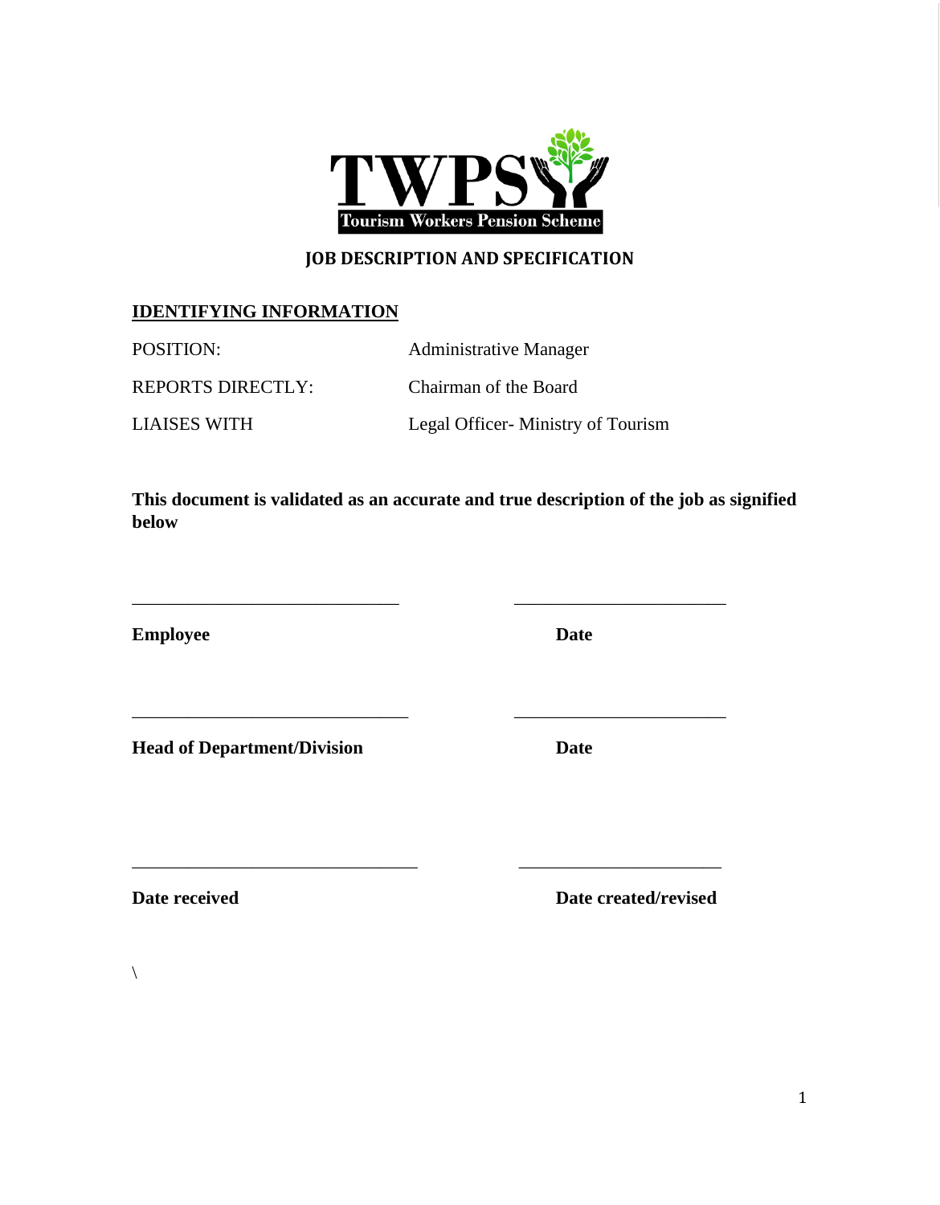TWPS

Tourism Workers Pension Scheme

## JOB DESCRIPTION AND SPECIFICATION

### IDENTIFYING INFORMATION

| | |
|---|---|
| POSITION: | Administrative Manager |
| REPORTS DIRECTLY: | Chairman of the Board |
| LIAISES WITH | Legal Officer- Ministry of Tourism |

**This document is validated as an accurate and true description of the job as signified below**

_____________________________ _______________________

**Employee** **Date**

_____________________________ _______________________

**Head of Department/Division** **Date**

_____________________________ _______________________

**Date received** **Date created/revised**

\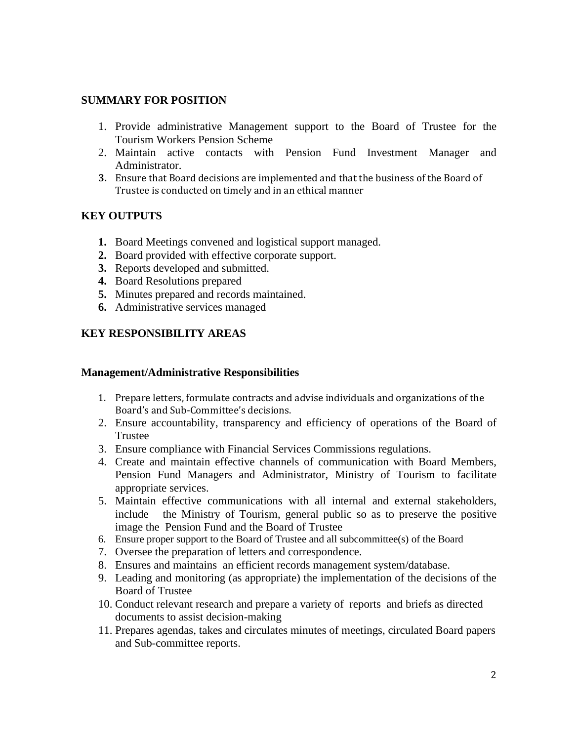## SUMMARY FOR POSITION

1. Provide administrative Management support to the Board of Trustee for the Tourism Workers Pension Scheme
2. Maintain active contacts with Pension Fund Investment Manager and Administrator.
3. Ensure that Board decisions are implemented and that the business of the Board of Trustee is conducted on timely and in an ethical manner

## KEY OUTPUTS

1. Board Meetings convened and logistical support managed.
2. Board provided with effective corporate support.
3. Reports developed and submitted.
4. Board Resolutions prepared
5. Minutes prepared and records maintained.
6. Administrative services managed

## KEY RESPONSIBILITY AREAS

### Management/Administrative Responsibilities

1. Prepare letters, formulate contracts and advise individuals and organizations of the Board's and Sub-Committee's decisions.
2. Ensure accountability, transparency and efficiency of operations of the Board of Trustee
3. Ensure compliance with Financial Services Commissions regulations.
4. Create and maintain effective channels of communication with Board Members, Pension Fund Managers and Administrator, Ministry of Tourism to facilitate appropriate services.
5. Maintain effective communications with all internal and external stakeholders, include the Ministry of Tourism, general public so as to preserve the positive image the Pension Fund and the Board of Trustee
6. Ensure proper support to the Board of Trustee and all subcommittee(s) of the Board
7. Oversee the preparation of letters and correspondence.
8. Ensures and maintains an efficient records management system/database.
9. Leading and monitoring (as appropriate) the implementation of the decisions of the Board of Trustee
10. Conduct relevant research and prepare a variety of reports and briefs as directed documents to assist decision-making
11. Prepares agendas, takes and circulates minutes of meetings, circulated Board papers and Sub-committee reports.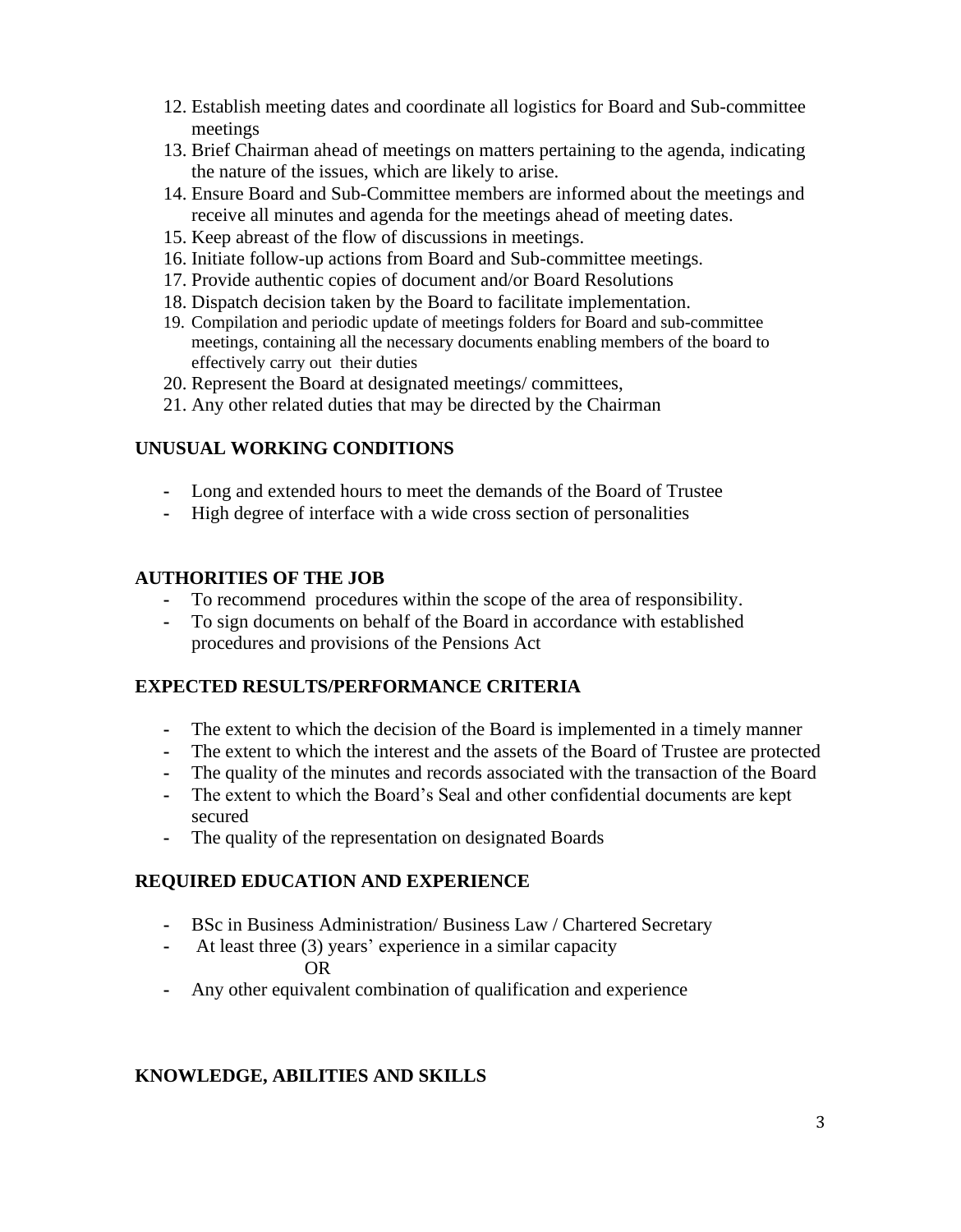12. Establish meeting dates and coordinate all logistics for Board and Sub-committee meetings
13. Brief Chairman ahead of meetings on matters pertaining to the agenda, indicating the nature of the issues, which are likely to arise.
14. Ensure Board and Sub-Committee members are informed about the meetings and receive all minutes and agenda for the meetings ahead of meeting dates.
15. Keep abreast of the flow of discussions in meetings.
16. Initiate follow-up actions from Board and Sub-committee meetings.
17. Provide authentic copies of document and/or Board Resolutions
18. Dispatch decision taken by the Board to facilitate implementation.
19. Compilation and periodic update of meetings folders for Board and sub-committee meetings, containing all the necessary documents enabling members of the board to effectively carry out their duties
20. Represent the Board at designated meetings/ committees,
21. Any other related duties that may be directed by the Chairman

## UNUSUAL WORKING CONDITIONS

- Long and extended hours to meet the demands of the Board of Trustee
- High degree of interface with a wide cross section of personalities

## AUTHORITIES OF THE JOB

- To recommend procedures within the scope of the area of responsibility.
- To sign documents on behalf of the Board in accordance with established procedures and provisions of the Pensions Act

## EXPECTED RESULTS/PERFORMANCE CRITERIA

- The extent to which the decision of the Board is implemented in a timely manner
- The extent to which the interest and the assets of the Board of Trustee are protected
- The quality of the minutes and records associated with the transaction of the Board
- The extent to which the Board's Seal and other confidential documents are kept secured
- The quality of the representation on designated Boards

## REQUIRED EDUCATION AND EXPERIENCE

- BSc in Business Administration/ Business Law / Chartered Secretary
- At least three (3) years' experience in a similar capacity

  OR
- Any other equivalent combination of qualification and experience

## KNOWLEDGE, ABILITIES AND SKILLS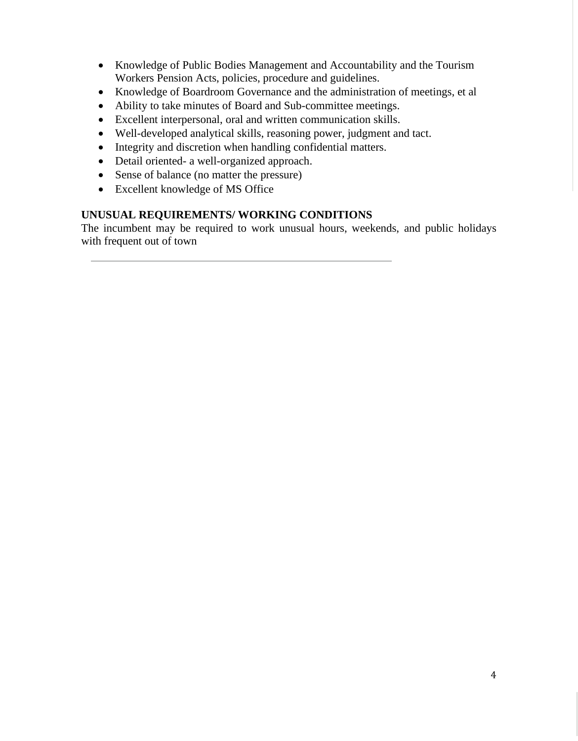- Knowledge of Public Bodies Management and Accountability and the Tourism Workers Pension Acts, policies, procedure and guidelines.
- Knowledge of Boardroom Governance and the administration of meetings, et al
- Ability to take minutes of Board and Sub-committee meetings.
- Excellent interpersonal, oral and written communication skills.
- Well-developed analytical skills, reasoning power, judgment and tact.
- Integrity and discretion when handling confidential matters.
- Detail oriented- a well-organized approach.
- Sense of balance (no matter the pressure)
- Excellent knowledge of MS Office

**UNUSUAL REQUIREMENTS/ WORKING CONDITIONS**

The incumbent may be required to work unusual hours, weekends, and public holidays with frequent out of town

---